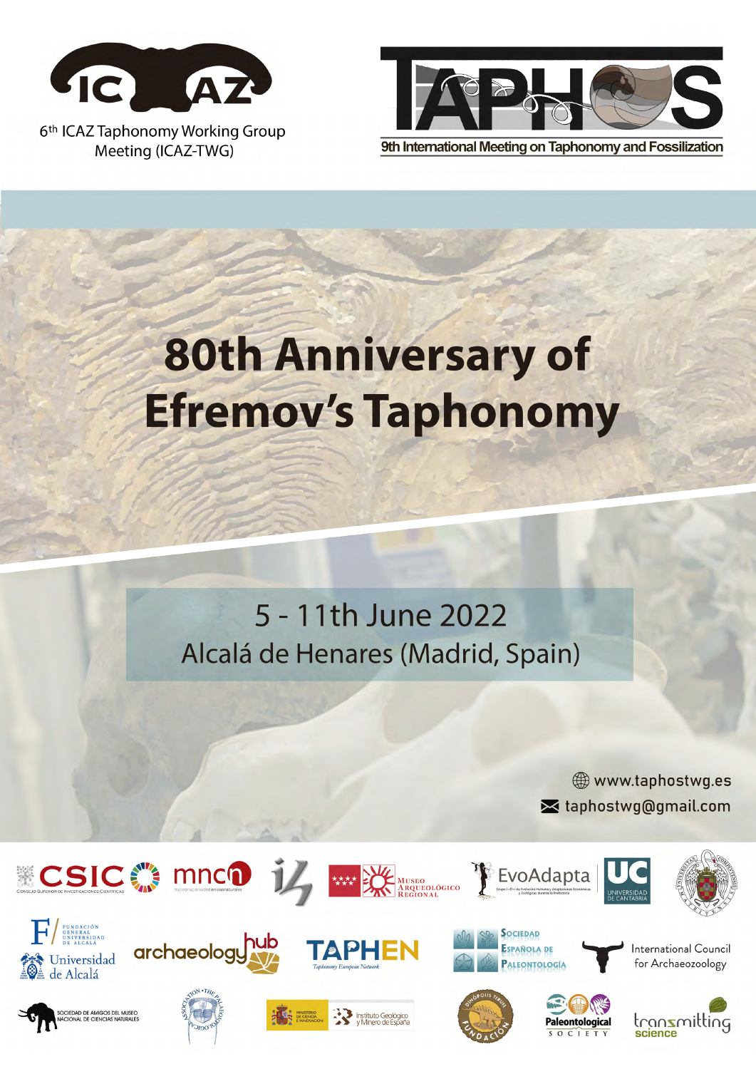6th ICAZ Taphonomy Working Group Meeting (ICAZ-TWG)

TAPHOS

9th International Meeting on Taphonomy and Fossilization

# 80th Anniversary of Efremov's Taphonomy

5 - 11th June 2022

Alcalá de Henares (Madrid, Spain)

www.taphostwg.es

taphostwg@gmail.com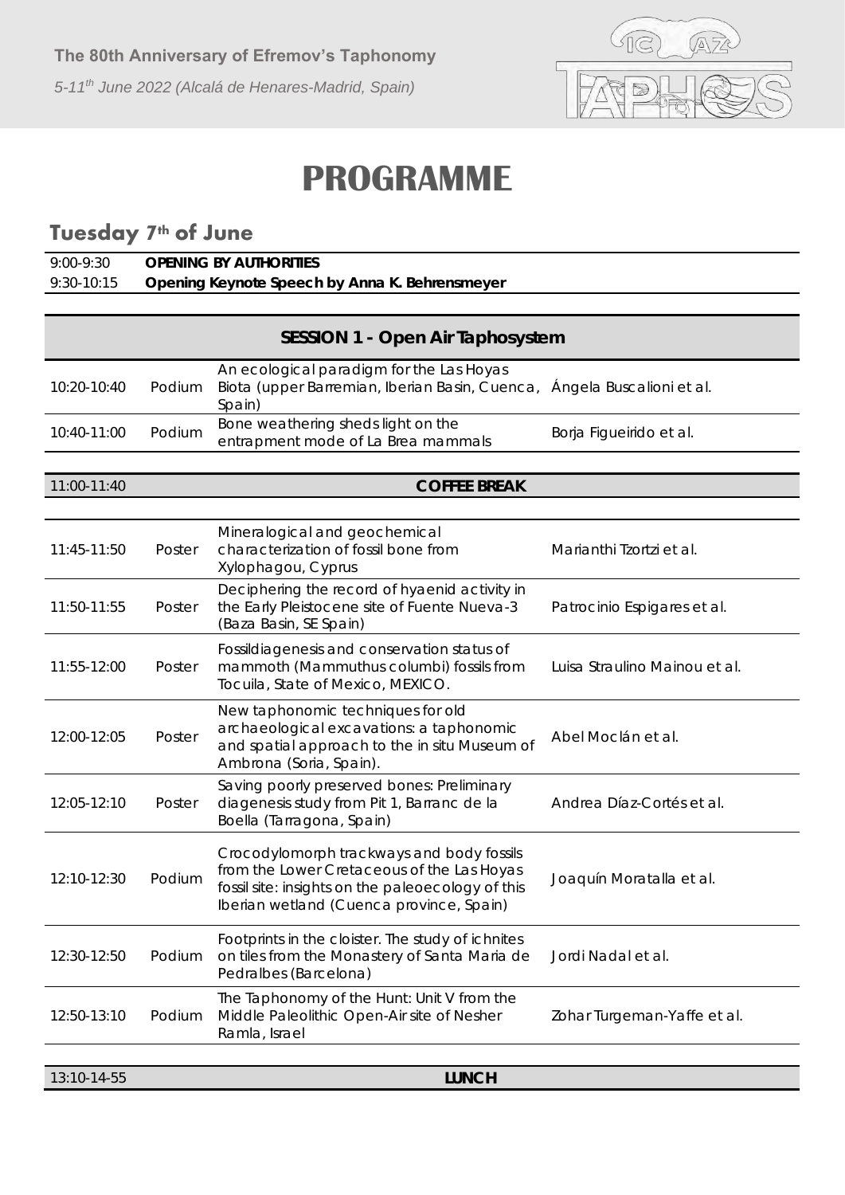# PROGRAMME

## Tuesday 7th of June

| | |
|---|---|
| 9:00-9:30 | **OPENING BY AUTHORITIES** |
| 9:30-10:15 | **Opening Keynote Speech by Anna K. Behrensmeyer** |

### SESSION 1 - Open Air Taphosystem

| Time | Type | Title | Authors |
|---|---|---|---|
| 10:20-10:40 | Podium | An ecological paradigm for the Las Hoyas Biota (upper Barremian, Iberian Basin, Cuenca, Spain) | Ángela Buscalioni et al. |
| 10:40-11:00 | Podium | Bone weathering sheds light on the entrapment mode of La Brea mammals | Borja Figueirido et al. |
| 11:00-11:40 | | **COFFEE BREAK** | |
| 11:45-11:50 | Poster | Mineralogical and geochemical characterization of fossil bone from Xylophagou, Cyprus | Marianthi Tzortzi et al. |
| 11:50-11:55 | Poster | Deciphering the record of hyaenid activity in the Early Pleistocene site of Fuente Nueva-3 (Baza Basin, SE Spain) | Patrocinio Espigares et al. |
| 11:55-12:00 | Poster | Fossildiagenesis and conservation status of mammoth (Mammuthus columbi) fossils from Tocuila, State of Mexico, MEXICO. | Luisa Straulino Mainou et al. |
| 12:00-12:05 | Poster | New taphonomic techniques for old archaeological excavations: a taphonomic and spatial approach to the in situ Museum of Ambrona (Soria, Spain). | Abel Moclán et al. |
| 12:05-12:10 | Poster | Saving poorly preserved bones: Preliminary diagenesis study from Pit 1, Barranc de la Boella (Tarragona, Spain) | Andrea Díaz-Cortés et al. |
| 12:10-12:30 | Podium | Crocodylomorph trackways and body fossils from the Lower Cretaceous of the Las Hoyas fossil site: insights on the paleoecology of this Iberian wetland (Cuenca province, Spain) | Joaquín Moratalla et al. |
| 12:30-12:50 | Podium | Footprints in the cloister. The study of ichnites on tiles from the Monastery of Santa Maria de Pedralbes (Barcelona) | Jordi Nadal et al. |
| 12:50-13:10 | Podium | The Taphonomy of the Hunt: Unit V from the Middle Paleolithic Open-Air site of Nesher Ramla, Israel | Zohar Turgeman-Yaffe et al. |
| 13:10-14-55 | | **LUNCH** | |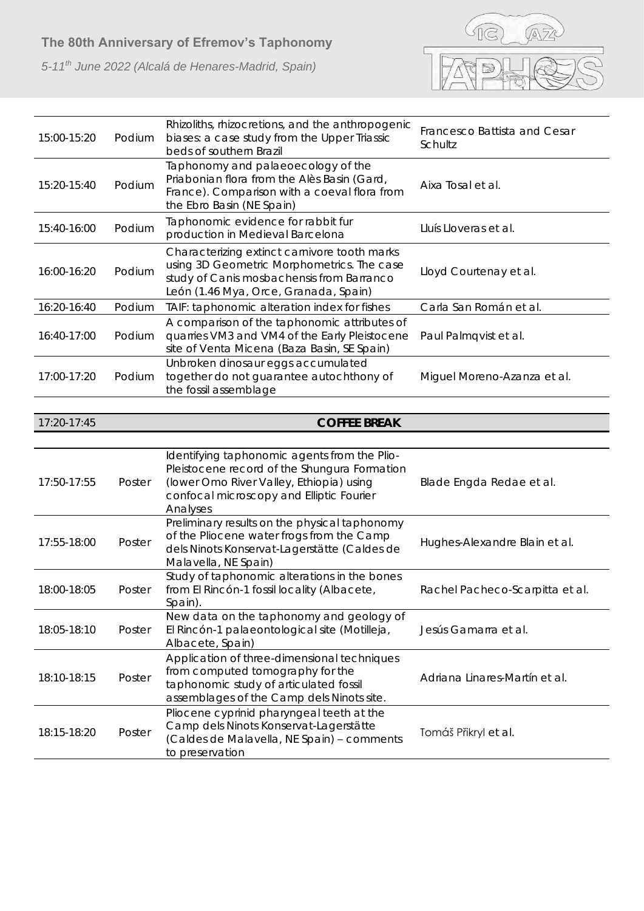| | | | |
|---|---|---|---|
| 15:00-15:20 | Podium | Rhizoliths, rhizocretions, and the anthropogenic biases: a case study from the Upper Triassic beds of southern Brazil | Francesco Battista and Cesar Schultz |
| 15:20-15:40 | Podium | Taphonomy and palaeoecology of the Priabonian flora from the Alès Basin (Gard, France). Comparison with a coeval flora from the Ebro Basin (NE Spain) | Aixa Tosal et al. |
| 15:40-16:00 | Podium | Taphonomic evidence for rabbit fur production in Medieval Barcelona | Lluís Lloveras et al. |
| 16:00-16:20 | Podium | Characterizing extinct carnivore tooth marks using 3D Geometric Morphometrics. The case study of Canis mosbachensis from Barranco León (1.46 Mya, Orce, Granada, Spain) | Lloyd Courtenay et al. |
| 16:20-16:40 | Podium | TAIF: taphonomic alteration index for fishes | Carla San Román et al. |
| 16:40-17:00 | Podium | A comparison of the taphonomic attributes of quarries VM3 and VM4 of the Early Pleistocene site of Venta Micena (Baza Basin, SE Spain) | Paul Palmqvist et al. |
| 17:00-17:20 | Podium | Unbroken dinosaur eggs accumulated together do not guarantee autochthony of the fossil assemblage | Miguel Moreno-Azanza et al. |

| | |
|---|---|
| 17:20-17:45 | **COFFEE BREAK** |

| | | | |
|---|---|---|---|
| 17:50-17:55 | Poster | Identifying taphonomic agents from the Plio-Pleistocene record of the Shungura Formation (lower Omo River Valley, Ethiopia) using confocal microscopy and Elliptic Fourier Analyses | Blade Engda Redae et al. |
| 17:55-18:00 | Poster | Preliminary results on the physical taphonomy of the Pliocene water frogs from the Camp dels Ninots Konservat-Lagerstätte (Caldes de Malavella, NE Spain) | Hughes-Alexandre Blain et al. |
| 18:00-18:05 | Poster | Study of taphonomic alterations in the bones from El Rincón-1 fossil locality (Albacete, Spain). | Rachel Pacheco-Scarpitta et al. |
| 18:05-18:10 | Poster | New data on the taphonomy and geology of El Rincón-1 palaeontological site (Motilleja, Albacete, Spain) | Jesús Gamarra et al. |
| 18:10-18:15 | Poster | Application of three-dimensional techniques from computed tomography for the taphonomic study of articulated fossil assemblages of the Camp dels Ninots site. | Adriana Linares-Martín et al. |
| 18:15-18:20 | Poster | Pliocene cyprinid pharyngeal teeth at the Camp dels Ninots Konservat-Lagerstätte (Caldes de Malavella, NE Spain) – comments to preservation | Tomáš Přikryl et al. |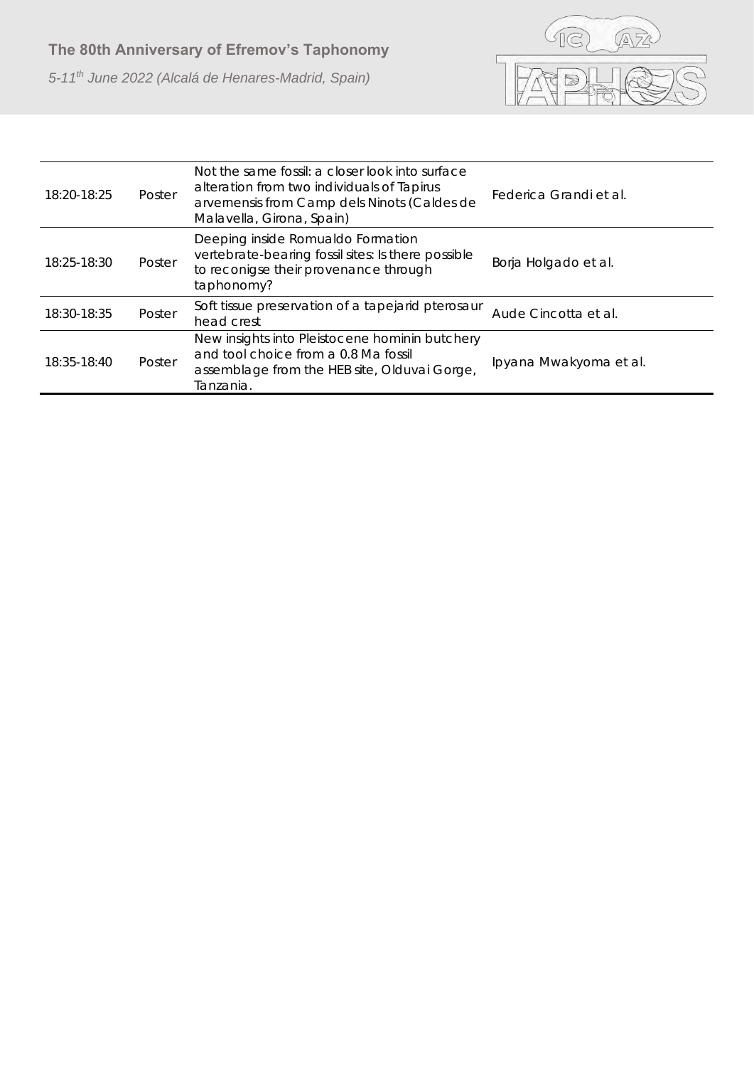| 18:20-18:25 | Poster | Not the same fossil: a closer look into surface alteration from two individuals of Tapirus arvernensis from Camp dels Ninots (Caldes de Malavella, Girona, Spain) | Federica Grandi et al. |
|---|---|---|---|
| 18:25-18:30 | Poster | Deeping inside Romualdo Formation vertebrate-bearing fossil sites: Is there possible to reconigse their provenance through taphonomy? | Borja Holgado et al. |
| 18:30-18:35 | Poster | Soft tissue preservation of a tapejarid pterosaur head crest | Aude Cincotta et al. |
| 18:35-18:40 | Poster | New insights into Pleistocene hominin butchery and tool choice from a 0.8 Ma fossil assemblage from the HEB site, Olduvai Gorge, Tanzania. | Ipyana Mwakyoma et al. |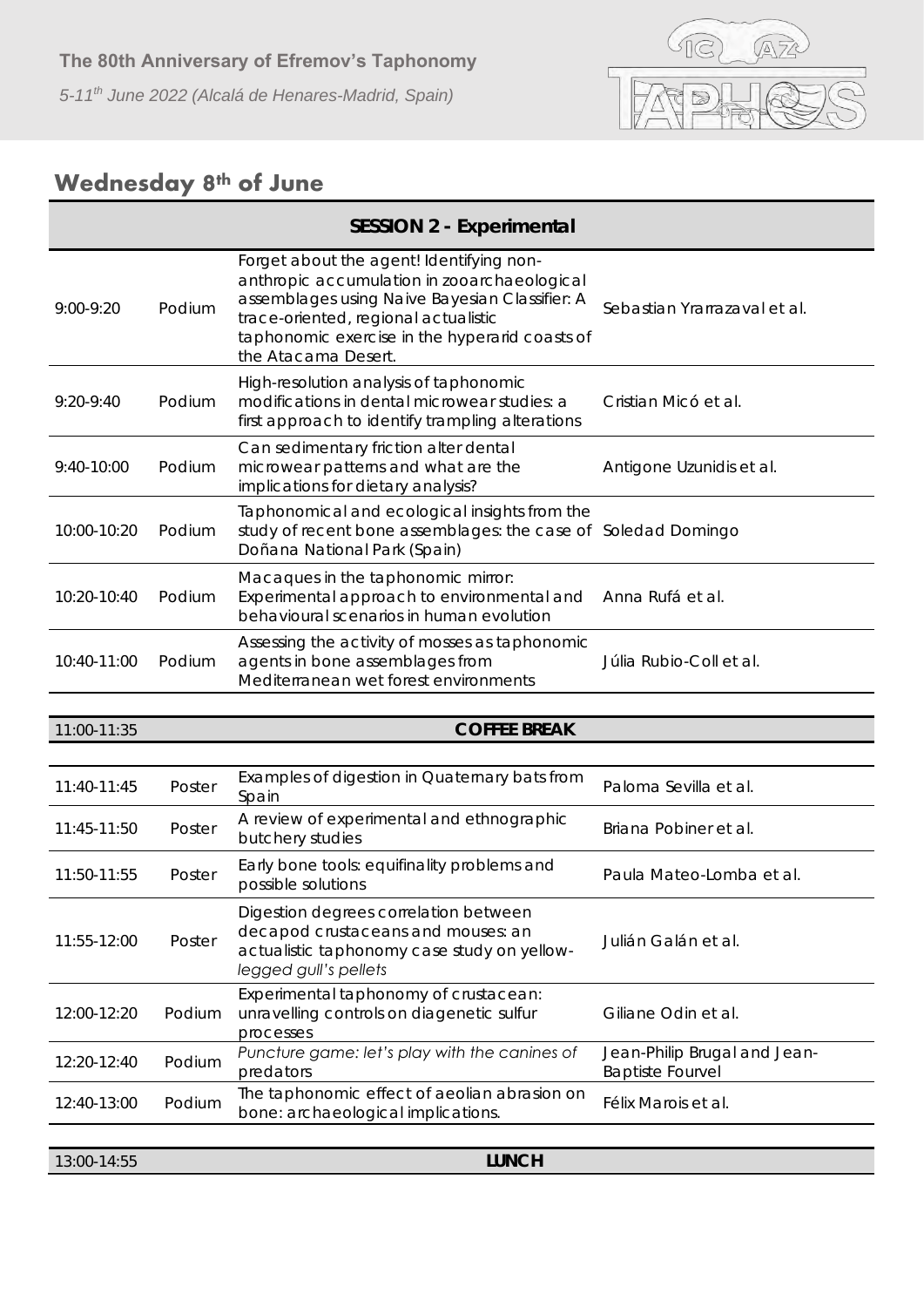## Wednesday 8th of June

| SESSION 2 - Experimental | | | |
|---|---|---|---|
| 9:00-9:20 | Podium | Forget about the agent! Identifying non-anthropic accumulation in zooarchaeological assemblages using Naive Bayesian Classifier: A trace-oriented, regional actualistic taphonomic exercise in the hyperarid coasts of the Atacama Desert. | Sebastian Yrarrazaval et al. |
| 9:20-9:40 | Podium | High-resolution analysis of taphonomic modifications in dental microwear studies: a first approach to identify trampling alterations | Cristian Micó et al. |
| 9:40-10:00 | Podium | Can sedimentary friction alter dental microwear patterns and what are the implications for dietary analysis? | Antigone Uzunidis et al. |
| 10:00-10:20 | Podium | Taphonomical and ecological insights from the study of recent bone assemblages: the case of Doñana National Park (Spain) | Soledad Domingo |
| 10:20-10:40 | Podium | Macaques in the taphonomic mirror: Experimental approach to environmental and behavioural scenarios in human evolution | Anna Rufá et al. |
| 10:40-11:00 | Podium | Assessing the activity of mosses as taphonomic agents in bone assemblages from Mediterranean wet forest environments | Júlia Rubio-Coll et al. |

| 11:00-11:35 | COFFEE BREAK |
|---|---|

| | | | |
|---|---|---|---|
| 11:40-11:45 | Poster | Examples of digestion in Quaternary bats from Spain | Paloma Sevilla et al. |
| 11:45-11:50 | Poster | A review of experimental and ethnographic butchery studies | Briana Pobiner et al. |
| 11:50-11:55 | Poster | Early bone tools: equifinality problems and possible solutions | Paula Mateo-Lomba et al. |
| 11:55-12:00 | Poster | Digestion degrees correlation between decapod crustaceans and mouses: an actualistic taphonomy case study on yellow-*legged gull's pellets* | Julián Galán et al. |
| 12:00-12:20 | Podium | Experimental taphonomy of crustacean: unravelling controls on diagenetic sulfur processes | Giliane Odin et al. |
| 12:20-12:40 | Podium | *Puncture game: let's play with the canines of predators* | Jean-Philip Brugal and Jean-Baptiste Fourvel |
| 12:40-13:00 | Podium | The taphonomic effect of aeolian abrasion on bone: archaeological implications. | Félix Marois et al. |

| 13:00-14:55 | LUNCH |
|---|---|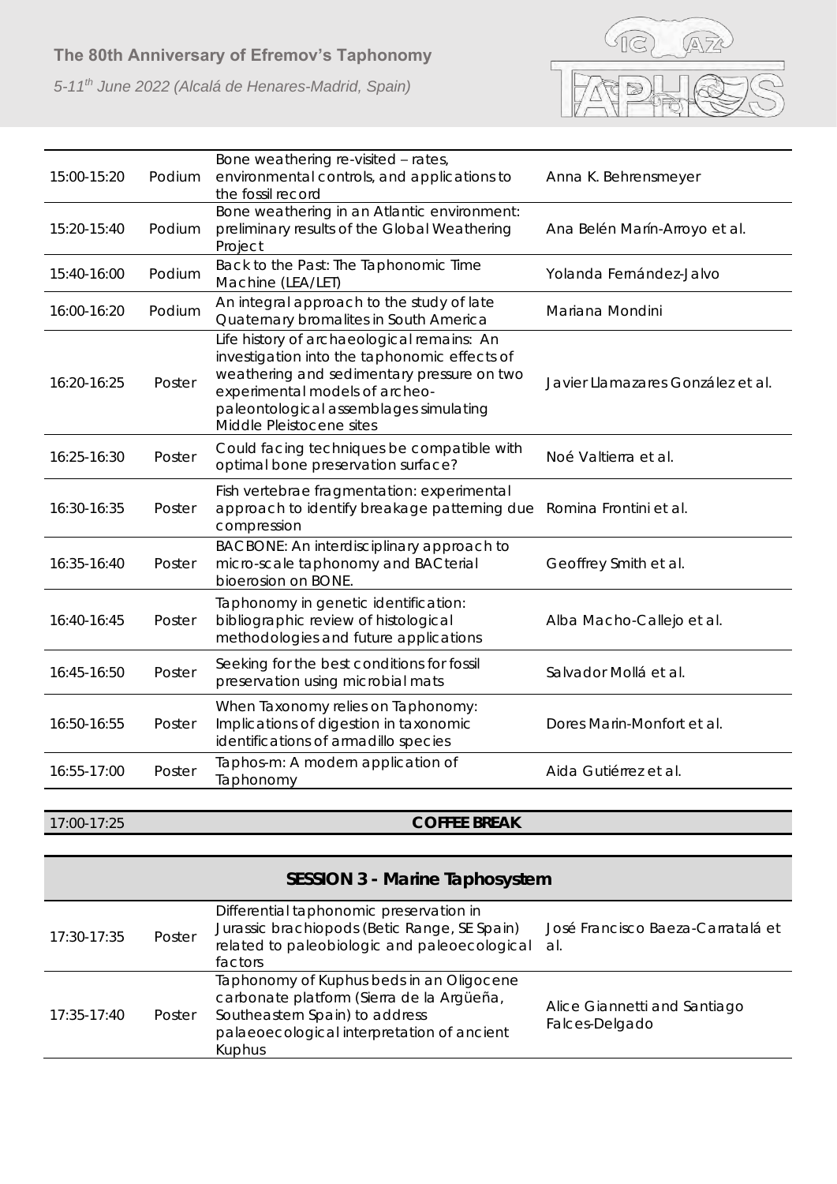| | | | |
|---|---|---|---|
| 15:00-15:20 | Podium | Bone weathering re-visited – rates, environmental controls, and applications to the fossil record | Anna K. Behrensmeyer |
| 15:20-15:40 | Podium | Bone weathering in an Atlantic environment: preliminary results of the Global Weathering Project | Ana Belén Marín-Arroyo et al. |
| 15:40-16:00 | Podium | Back to the Past: The Taphonomic Time Machine (LEA/LET) | Yolanda Fernández-Jalvo |
| 16:00-16:20 | Podium | An integral approach to the study of late Quaternary bromalites in South America | Mariana Mondini |
| 16:20-16:25 | Poster | Life history of archaeological remains: An investigation into the taphonomic effects of weathering and sedimentary pressure on two experimental models of archeo-paleontological assemblages simulating Middle Pleistocene sites | Javier Llamazares González et al. |
| 16:25-16:30 | Poster | Could facing techniques be compatible with optimal bone preservation surface? | Noé Valtierra et al. |
| 16:30-16:35 | Poster | Fish vertebrae fragmentation: experimental approach to identify breakage patterning due compression | Romina Frontini et al. |
| 16:35-16:40 | Poster | BACBONE: An interdisciplinary approach to micro-scale taphonomy and BACterial bioerosion on BONE. | Geoffrey Smith et al. |
| 16:40-16:45 | Poster | Taphonomy in genetic identification: bibliographic review of histological methodologies and future applications | Alba Macho-Callejo et al. |
| 16:45-16:50 | Poster | Seeking for the best conditions for fossil preservation using microbial mats | Salvador Mollá et al. |
| 16:50-16:55 | Poster | When Taxonomy relies on Taphonomy: Implications of digestion in taxonomic identifications of armadillo species | Dores Marin-Monfort et al. |
| 16:55-17:00 | Poster | Taphos-m: A modern application of Taphonomy | Aida Gutiérrez et al. |

| | |
|---|---|
| 17:00-17:25 | **COFFEE BREAK** |

## SESSION 3 - Marine Taphosystem

| | | | |
|---|---|---|---|
| 17:30-17:35 | Poster | Differential taphonomic preservation in Jurassic brachiopods (Betic Range, SE Spain) related to paleobiologic and paleoecological factors | José Francisco Baeza-Carratalá et al. |
| 17:35-17:40 | Poster | Taphonomy of Kuphus beds in an Oligocene carbonate platform (Sierra de la Argüeña, Southeastern Spain) to address palaeoecological interpretation of ancient Kuphus | Alice Giannetti and Santiago Falces-Delgado |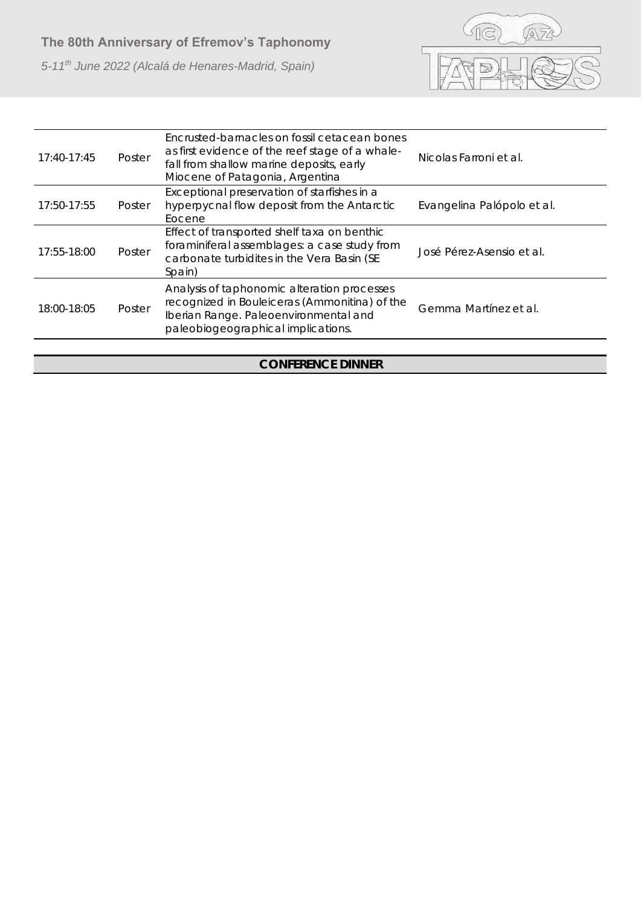| | | | |
|---|---|---|---|
| 17:40-17:45 | Poster | Encrusted-barnacles on fossil cetacean bones as first evidence of the reef stage of a whale-fall from shallow marine deposits, early Miocene of Patagonia, Argentina | Nicolas Farroni et al. |
| 17:50-17:55 | Poster | Exceptional preservation of starfishes in a hyperpycnal flow deposit from the Antarctic Eocene | Evangelina Palópolo et al. |
| 17:55-18:00 | Poster | Effect of transported shelf taxa on benthic foraminiferal assemblages: a case study from carbonate turbidites in the Vera Basin (SE Spain) | José Pérez-Asensio et al. |
| 18:00-18:05 | Poster | Analysis of taphonomic alteration processes recognized in Bouleiceras (Ammonitina) of the Iberian Range. Paleoenvironmental and paleobiogeographical implications. | Gemma Martínez et al. |

**CONFERENCE DINNER**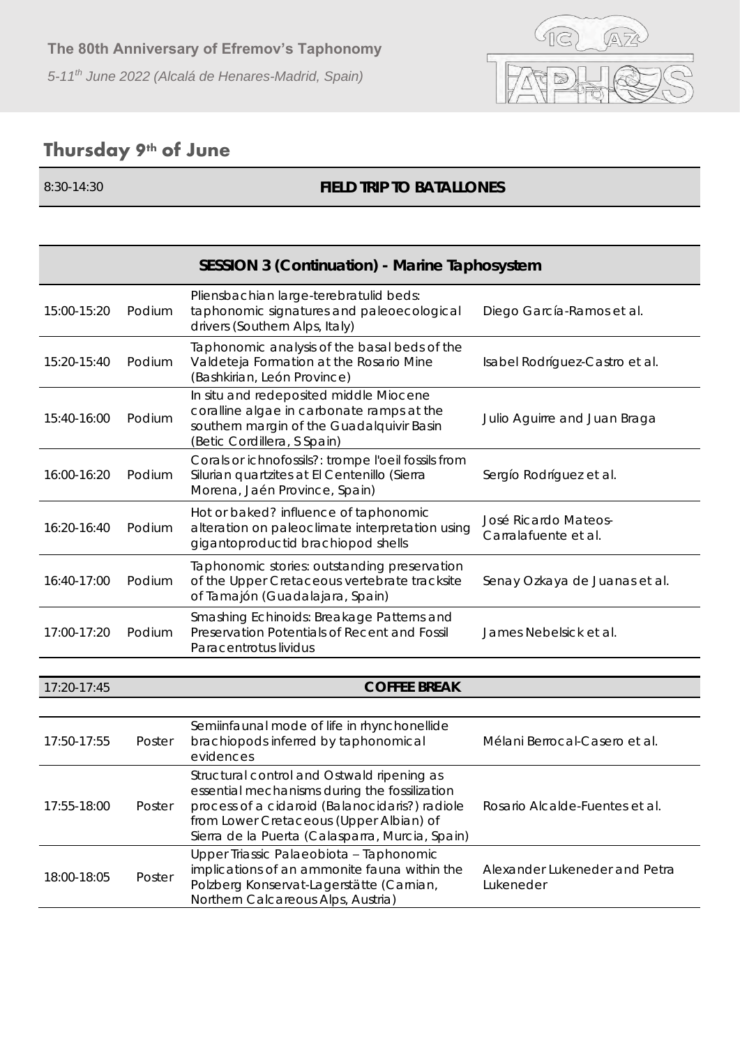## Thursday 9th of June

| 8:30-14:30 | | FIELD TRIP TO BATALLONES | |
|---|---|---|---|

| SESSION 3 (Continuation) - Marine Taphosystem | | | |
|---|---|---|---|
| 15:00-15:20 | Podium | Pliensbachian large-terebratulid beds: taphonomic signatures and paleoecological drivers (Southern Alps, Italy) | Diego García-Ramos et al. |
| 15:20-15:40 | Podium | Taphonomic analysis of the basal beds of the Valdeteja Formation at the Rosario Mine (Bashkirian, León Province) | Isabel Rodríguez-Castro et al. |
| 15:40-16:00 | Podium | In situ and redeposited middle Miocene coralline algae in carbonate ramps at the southern margin of the Guadalquivir Basin (Betic Cordillera, S Spain) | Julio Aguirre and Juan Braga |
| 16:00-16:20 | Podium | Corals or ichnofossils?: trompe l'oeil fossils from Silurian quartzites at El Centenillo (Sierra Morena, Jaén Province, Spain) | Sergío Rodríguez et al. |
| 16:20-16:40 | Podium | Hot or baked? influence of taphonomic alteration on paleoclimate interpretation using gigantoproductid brachiopod shells | José Ricardo Mateos-Carralafuente et al. |
| 16:40-17:00 | Podium | Taphonomic stories: outstanding preservation of the Upper Cretaceous vertebrate tracksite of Tamajón (Guadalajara, Spain) | Senay Ozkaya de Juanas et al. |
| 17:00-17:20 | Podium | Smashing Echinoids: Breakage Patterns and Preservation Potentials of Recent and Fossil Paracentrotus lividus | James Nebelsick et al. |

| 17:20-17:45 | | COFFEE BREAK | |
|---|---|---|---|

| | | | |
|---|---|---|---|
| 17:50-17:55 | Poster | Semiinfaunal mode of life in rhynchonellide brachiopods inferred by taphonomical evidences | Mélani Berrocal-Casero et al. |
| 17:55-18:00 | Poster | Structural control and Ostwald ripening as essential mechanisms during the fossilization process of a cidaroid (Balanocidaris?) radiole from Lower Cretaceous (Upper Albian) of Sierra de la Puerta (Calasparra, Murcia, Spain) | Rosario Alcalde-Fuentes et al. |
| 18:00-18:05 | Poster | Upper Triassic Palaeobiota – Taphonomic implications of an ammonite fauna within the Polzberg Konservat-Lagerstätte (Carnian, Northern Calcareous Alps, Austria) | Alexander Lukeneder and Petra Lukeneder |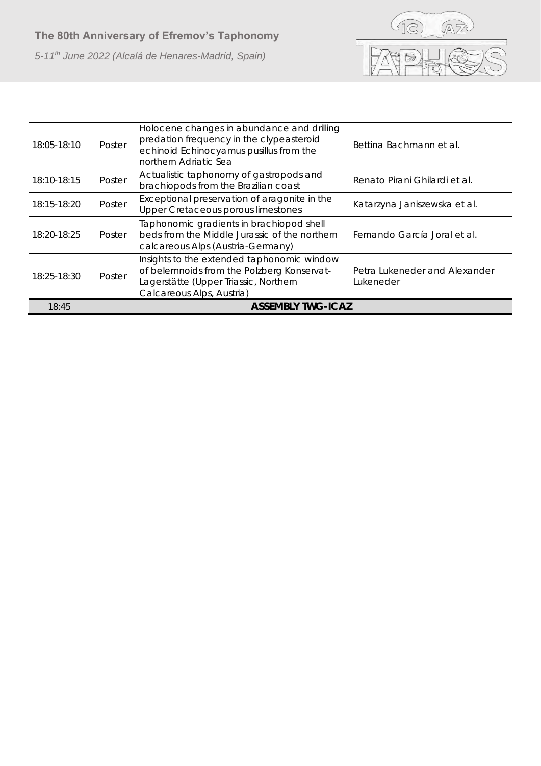| | | | |
|---|---|---|---|
| 18:05-18:10 | Poster | Holocene changes in abundance and drilling predation frequency in the clypeasteroid echinoid Echinocyamus pusillus from the northern Adriatic Sea | Bettina Bachmann et al. |
| 18:10-18:15 | Poster | Actualistic taphonomy of gastropods and brachiopods from the Brazilian coast | Renato Pirani Ghilardi et al. |
| 18:15-18:20 | Poster | Exceptional preservation of aragonite in the Upper Cretaceous porous limestones | Katarzyna Janiszewska et al. |
| 18:20-18:25 | Poster | Taphonomic gradients in brachiopod shell beds from the Middle Jurassic of the northern calcareous Alps (Austria-Germany) | Fernando García Joral et al. |
| 18:25-18:30 | Poster | Insights to the extended taphonomic window of belemnoids from the Polzberg Konservat-Lagerstätte (Upper Triassic, Northern Calcareous Alps, Austria) | Petra Lukeneder and Alexander Lukeneder |
| 18:45 | **ASSEMBLY TWG-ICAZ** | | |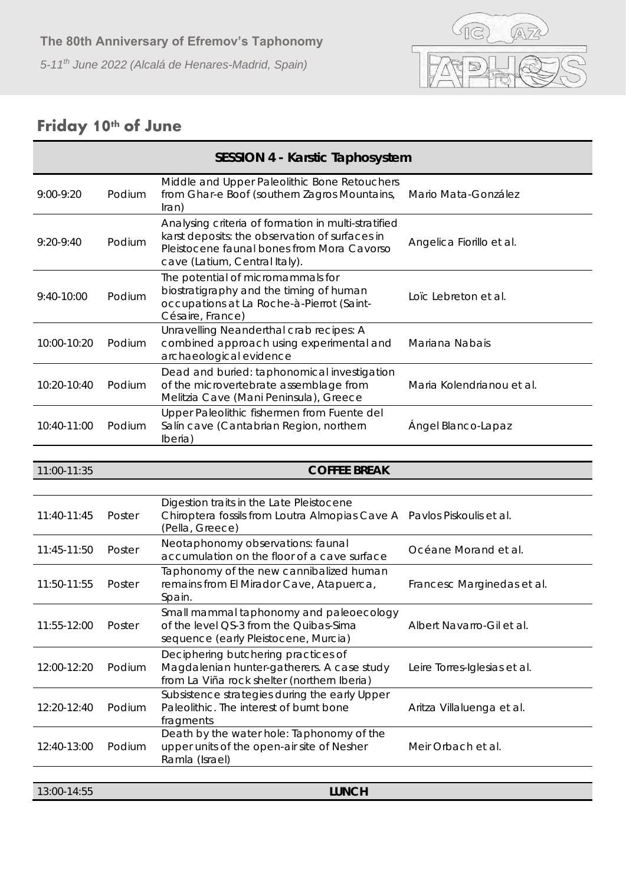## Friday 10th of June

| SESSION 4 - Karstic Taphosystem | | | |
|---|---|---|---|
| 9:00-9:20 | Podium | Middle and Upper Paleolithic Bone Retouchers from Ghar-e Boof (southern Zagros Mountains, Iran) | Mario Mata-González |
| 9:20-9:40 | Podium | Analysing criteria of formation in multi-stratified karst deposits: the observation of surfaces in Pleistocene faunal bones from Mora Cavorso cave (Latium, Central Italy). | Angelica Fiorillo et al. |
| 9:40-10:00 | Podium | The potential of micromammals for biostratigraphy and the timing of human occupations at La Roche-à-Pierrot (Saint-Césaire, France) | Loïc Lebreton et al. |
| 10:00-10:20 | Podium | Unravelling Neanderthal crab recipes: A combined approach using experimental and archaeological evidence | Mariana Nabais |
| 10:20-10:40 | Podium | Dead and buried: taphonomical investigation of the microvertebrate assemblage from Melitzia Cave (Mani Peninsula), Greece | Maria Kolendrianou et al. |
| 10:40-11:00 | Podium | Upper Paleolithic fishermen from Fuente del Salín cave (Cantabrian Region, northern Iberia) | Ángel Blanco-Lapaz |

| 11:00-11:35 | | COFFEE BREAK | |
|---|---|---|---|
| 11:40-11:45 | Poster | Digestion traits in the Late Pleistocene Chiroptera fossils from Loutra Almopias Cave A (Pella, Greece) | Pavlos Piskoulis et al. |
| 11:45-11:50 | Poster | Neotaphonomy observations: faunal accumulation on the floor of a cave surface | Océane Morand et al. |
| 11:50-11:55 | Poster | Taphonomy of the new cannibalized human remains from El Mirador Cave, Atapuerca, Spain. | Francesc Marginedas et al. |
| 11:55-12:00 | Poster | Small mammal taphonomy and paleoecology of the level QS-3 from the Quibas-Sima sequence (early Pleistocene, Murcia) | Albert Navarro-Gil et al. |
| 12:00-12:20 | Podium | Deciphering butchering practices of Magdalenian hunter-gatherers. A case study from La Viña rock shelter (northern Iberia) | Leire Torres-Iglesias et al. |
| 12:20-12:40 | Podium | Subsistence strategies during the early Upper Paleolithic. The interest of burnt bone fragments | Aritza Villaluenga et al. |
| 12:40-13:00 | Podium | Death by the water hole: Taphonomy of the upper units of the open-air site of Nesher Ramla (Israel) | Meir Orbach et al. |
| 13:00-14:55 | | LUNCH | |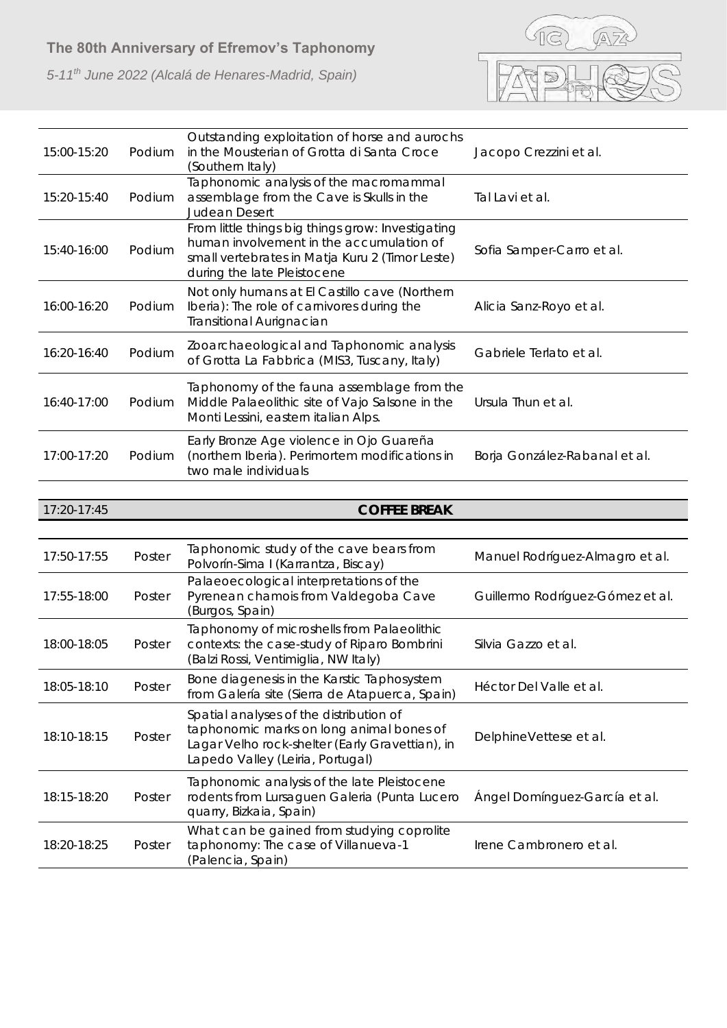| 15:00-15:20 | Podium | Outstanding exploitation of horse and aurochs in the Mousterian of Grotta di Santa Croce (Southern Italy) | Jacopo Crezzini et al. |
|---|---|---|---|
| 15:20-15:40 | Podium | Taphonomic analysis of the macromammal assemblage from the Cave is Skulls in the Judean Desert | Tal Lavi et al. |
| 15:40-16:00 | Podium | From little things big things grow: Investigating human involvement in the accumulation of small vertebrates in Matja Kuru 2 (Timor Leste) during the late Pleistocene | Sofia Samper-Carro et al. |
| 16:00-16:20 | Podium | Not only humans at El Castillo cave (Northern Iberia): The role of carnivores during the Transitional Aurignacian | Alicia Sanz-Royo et al. |
| 16:20-16:40 | Podium | Zooarchaeological and Taphonomic analysis of Grotta La Fabbrica (MIS3, Tuscany, Italy) | Gabriele Terlato et al. |
| 16:40-17:00 | Podium | Taphonomy of the fauna assemblage from the Middle Palaeolithic site of Vajo Salsone in the Monti Lessini, eastern italian Alps. | Ursula Thun et al. |
| 17:00-17:20 | Podium | Early Bronze Age violence in Ojo Guareña (northern Iberia). Perimortem modifications in two male individuals | Borja González-Rabanal et al. |

| 17:20-17:45 | **COFFEE BREAK** |
|---|---|

| 17:50-17:55 | Poster | Taphonomic study of the cave bears from Polvorín-Sima I (Karrantza, Biscay) | Manuel Rodríguez-Almagro et al. |
|---|---|---|---|
| 17:55-18:00 | Poster | Palaeoecological interpretations of the Pyrenean chamois from Valdegoba Cave (Burgos, Spain) | Guillermo Rodríguez-Gómez et al. |
| 18:00-18:05 | Poster | Taphonomy of microshells from Palaeolithic contexts: the case-study of Riparo Bombrini (Balzi Rossi, Ventimiglia, NW Italy) | Silvia Gazzo et al. |
| 18:05-18:10 | Poster | Bone diagenesis in the Karstic Taphosystem from Galería site (Sierra de Atapuerca, Spain) | Héctor Del Valle et al. |
| 18:10-18:15 | Poster | Spatial analyses of the distribution of taphonomic marks on long animal bones of Lagar Velho rock-shelter (Early Gravettian), in Lapedo Valley (Leiria, Portugal) | DelphineVettese et al. |
| 18:15-18:20 | Poster | Taphonomic analysis of the late Pleistocene rodents from Lursaguen Galeria (Punta Lucero quarry, Bizkaia, Spain) | Ángel Domínguez-García et al. |
| 18:20-18:25 | Poster | What can be gained from studying coprolite taphonomy: The case of Villanueva-1 (Palencia, Spain) | Irene Cambronero et al. |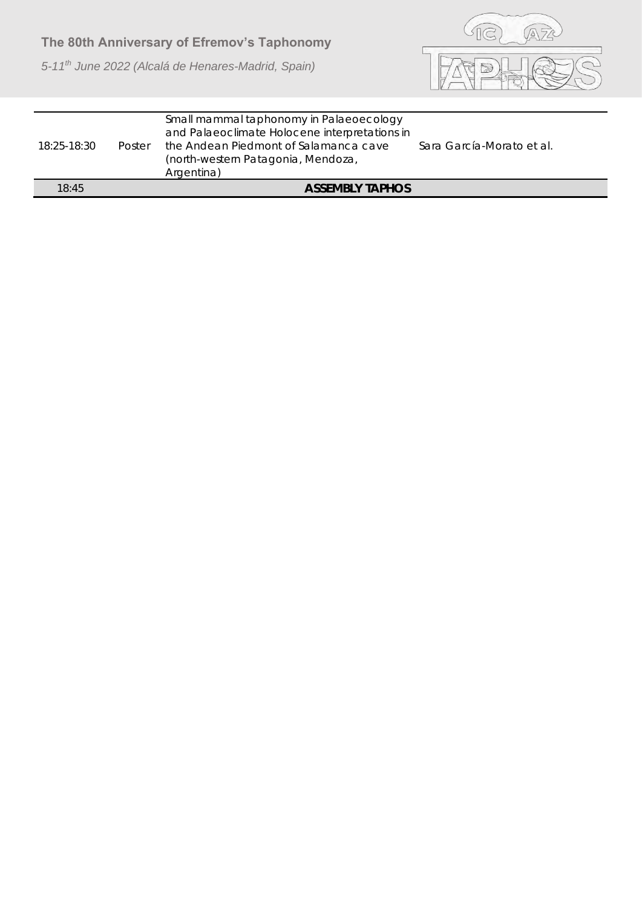| | | | |
|---|---|---|---|
| 18:25-18:30 | Poster | Small mammal taphonomy in Palaeoecology and Palaeoclimate Holocene interpretations in the Andean Piedmont of Salamanca cave (north-western Patagonia, Mendoza, Argentina) | Sara García-Morato et al. |
| 18:45 | | **ASSEMBLY TAPHOS** | |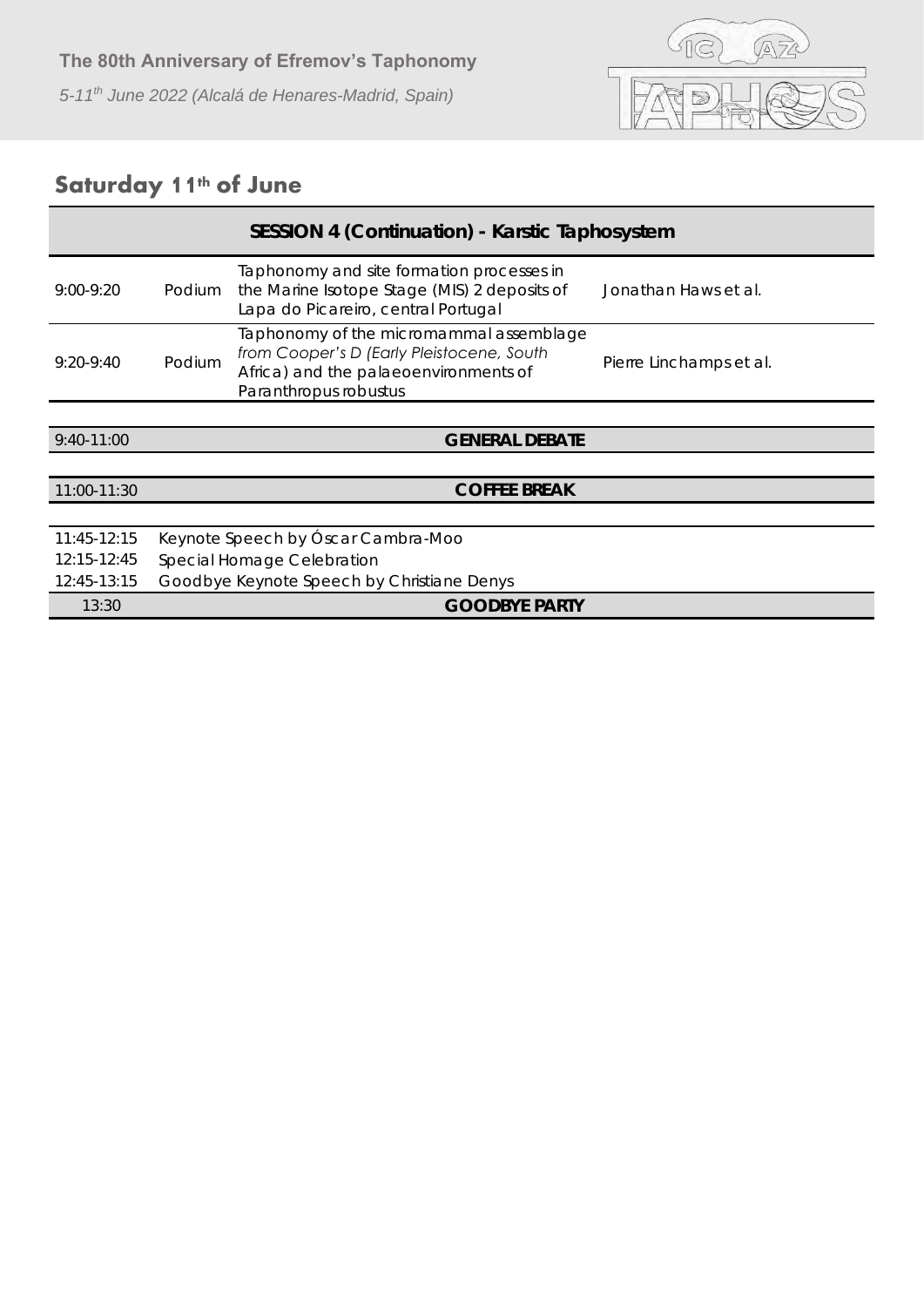## Saturday 11th of June

| SESSION 4 (Continuation) - Karstic Taphosystem | | | |
|---|---|---|---|
| 9:00-9:20 | Podium | Taphonomy and site formation processes in the Marine Isotope Stage (MIS) 2 deposits of Lapa do Picareiro, central Portugal | Jonathan Haws et al. |
| 9:20-9:40 | Podium | Taphonomy of the micromammal assemblage *from Cooper's D (Early Pleistocene, South* Africa) and the palaeoenvironments of *Paranthropus robustus* | Pierre Linchamps et al. |

| | |
|---|---|
| 9:40-11:00 | **GENERAL DEBATE** |

| | |
|---|---|
| 11:00-11:30 | **COFFEE BREAK** |

| | |
|---|---|
| 11:45-12:15 | Keynote Speech by Óscar Cambra-Moo |
| 12:15-12:45 | Special Homage Celebration |
| 12:45-13:15 | Goodbye Keynote Speech by Christiane Denys |
| 13:30 | **GOODBYE PARTY** |